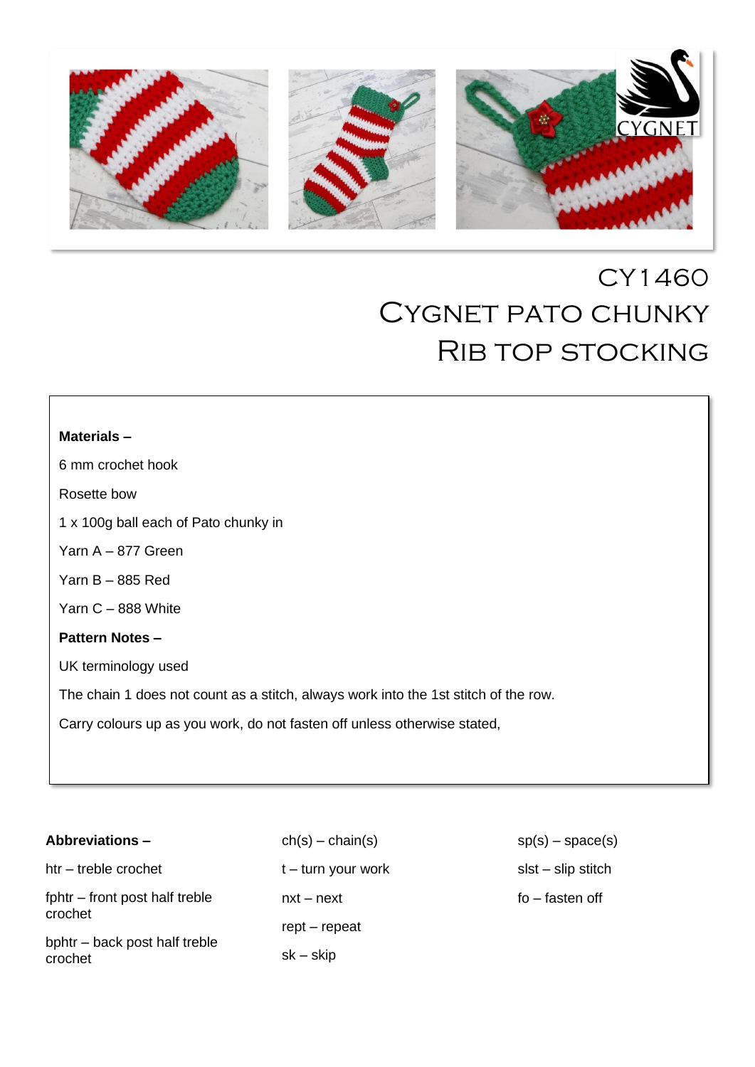# CY1460
# Cygnet Pato Chunky Rib Top Stocking

**Materials –**

6 mm crochet hook

Rosette bow

1 x 100g ball each of Pato chunky in

Yarn A – 877 Green

Yarn B – 885 Red

Yarn C – 888 White

**Pattern Notes –**

UK terminology used

The chain 1 does not count as a stitch, always work into the 1st stitch of the row.

Carry colours up as you work, do not fasten off unless otherwise stated,

**Abbreviations –**

htr – treble crochet

fphtr – front post half treble crochet

bphtr – back post half treble crochet

ch(s) – chain(s)

t – turn your work

nxt – next

rept – repeat

sk – skip

sp(s) – space(s)

slst – slip stitch

fo – fasten off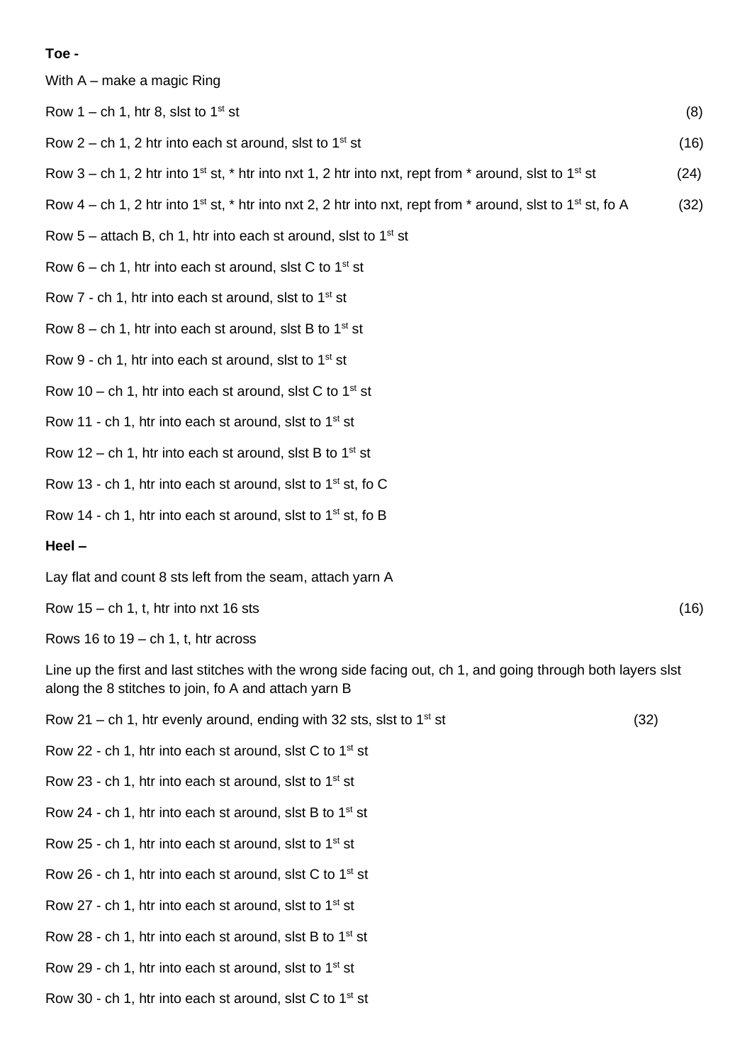**Toe -**

With A – make a magic Ring

Row 1 – ch 1, htr 8, slst to 1st st (8)

Row 2 – ch 1, 2 htr into each st around, slst to 1st st (16)

Row 3 – ch 1, 2 htr into 1st st, * htr into nxt 1, 2 htr into nxt, rept from * around, slst to 1st st (24)

Row 4 – ch 1, 2 htr into 1st st, * htr into nxt 2, 2 htr into nxt, rept from * around, slst to 1st st, fo A (32)

Row 5 – attach B, ch 1, htr into each st around, slst to 1st st

Row 6 – ch 1, htr into each st around, slst C to 1st st

Row 7 - ch 1, htr into each st around, slst to 1st st

Row 8 – ch 1, htr into each st around, slst B to 1st st

Row 9 - ch 1, htr into each st around, slst to 1st st

Row 10 – ch 1, htr into each st around, slst C to 1st st

Row 11 - ch 1, htr into each st around, slst to 1st st

Row 12 – ch 1, htr into each st around, slst B to 1st st

Row 13 - ch 1, htr into each st around, slst to 1st st, fo C

Row 14 - ch 1, htr into each st around, slst to 1st st, fo B

**Heel –**

Lay flat and count 8 sts left from the seam, attach yarn A

Row 15 – ch 1, t, htr into nxt 16 sts (16)

Rows 16 to 19 – ch 1, t, htr across

Line up the first and last stitches with the wrong side facing out, ch 1, and going through both layers slst along the 8 stitches to join, fo A and attach yarn B

Row 21 – ch 1, htr evenly around, ending with 32 sts, slst to 1st st (32)

Row 22 - ch 1, htr into each st around, slst C to 1st st

Row 23 - ch 1, htr into each st around, slst to 1st st

Row 24 - ch 1, htr into each st around, slst B to 1st st

Row 25 - ch 1, htr into each st around, slst to 1st st

Row 26 - ch 1, htr into each st around, slst C to 1st st

Row 27 - ch 1, htr into each st around, slst to 1st st

Row 28 - ch 1, htr into each st around, slst B to 1st st

Row 29 - ch 1, htr into each st around, slst to 1st st

Row 30 - ch 1, htr into each st around, slst C to 1st st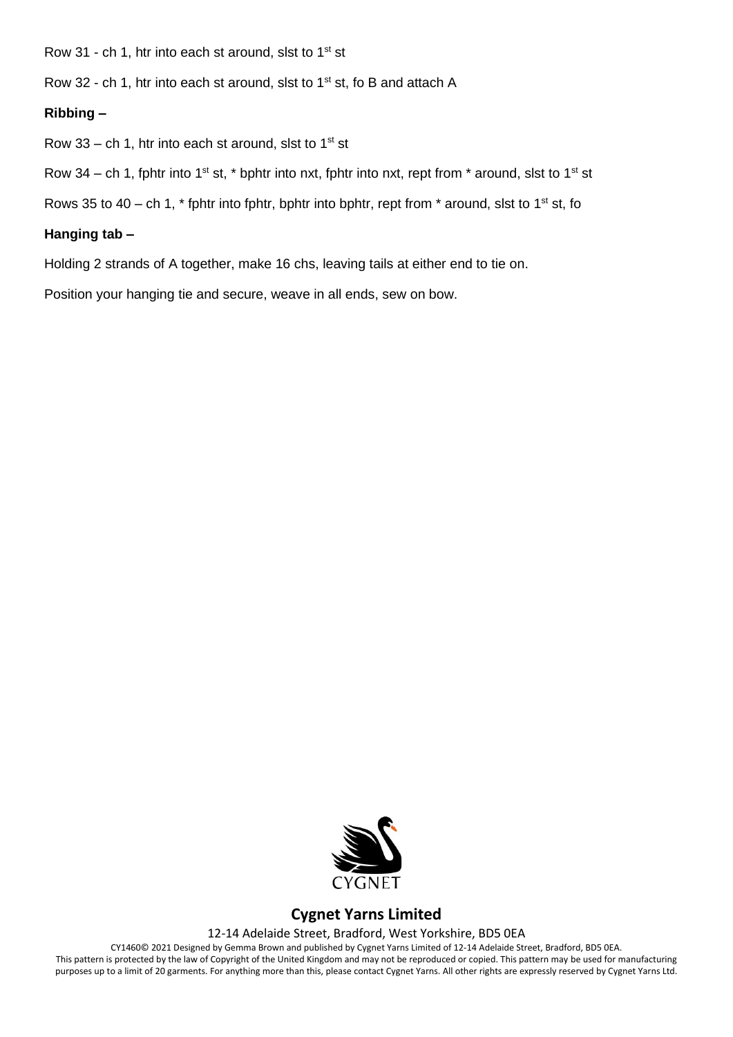Row 31 - ch 1, htr into each st around, slst to 1st st

Row 32 - ch 1, htr into each st around, slst to 1st st, fo B and attach A

**Ribbing –**

Row 33 – ch 1, htr into each st around, slst to 1st st

Row 34 – ch 1, fphtr into 1st st, * bphtr into nxt, fphtr into nxt, rept from * around, slst to 1st st

Rows 35 to 40 – ch 1, * fphtr into fphtr, bphtr into bphtr, rept from * around, slst to 1st st, fo

**Hanging tab –**

Holding 2 strands of A together, make 16 chs, leaving tails at either end to tie on.

Position your hanging tie and secure, weave in all ends, sew on bow.

CYGNET

**Cygnet Yarns Limited**

12-14 Adelaide Street, Bradford, West Yorkshire, BD5 0EA

CY1460© 2021 Designed by Gemma Brown and published by Cygnet Yarns Limited of 12-14 Adelaide Street, Bradford, BD5 0EA.
This pattern is protected by the law of Copyright of the United Kingdom and may not be reproduced or copied. This pattern may be used for manufacturing purposes up to a limit of 20 garments. For anything more than this, please contact Cygnet Yarns. All other rights are expressly reserved by Cygnet Yarns Ltd.